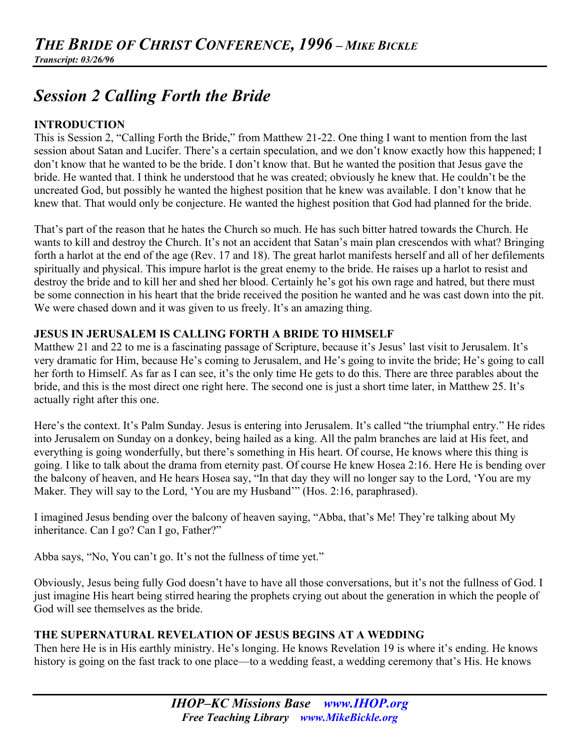# *THE BRIDE OF CHRIST CONFERENCE, 1996 – MIKE BICKLE*

***Transcript: 03/26/96***

## *Session 2 Calling Forth the Bride*

### INTRODUCTION

This is Session 2, "Calling Forth the Bride," from Matthew 21-22. One thing I want to mention from the last session about Satan and Lucifer. There's a certain speculation, and we don't know exactly how this happened; I don't know that he wanted to be the bride. I don't know that. But he wanted the position that Jesus gave the bride. He wanted that. I think he understood that he was created; obviously he knew that. He couldn't be the uncreated God, but possibly he wanted the highest position that he knew was available. I don't know that he knew that. That would only be conjecture. He wanted the highest position that God had planned for the bride.

That's part of the reason that he hates the Church so much. He has such bitter hatred towards the Church. He wants to kill and destroy the Church. It's not an accident that Satan's main plan crescendos with what? Bringing forth a harlot at the end of the age (Rev. 17 and 18). The great harlot manifests herself and all of her defilements spiritually and physical. This impure harlot is the great enemy to the bride. He raises up a harlot to resist and destroy the bride and to kill her and shed her blood. Certainly he's got his own rage and hatred, but there must be some connection in his heart that the bride received the position he wanted and he was cast down into the pit. We were chased down and it was given to us freely. It's an amazing thing.

### JESUS IN JERUSALEM IS CALLING FORTH A BRIDE TO HIMSELF

Matthew 21 and 22 to me is a fascinating passage of Scripture, because it's Jesus' last visit to Jerusalem. It's very dramatic for Him, because He's coming to Jerusalem, and He's going to invite the bride; He's going to call her forth to Himself. As far as I can see, it's the only time He gets to do this. There are three parables about the bride, and this is the most direct one right here. The second one is just a short time later, in Matthew 25. It's actually right after this one.

Here's the context. It's Palm Sunday. Jesus is entering into Jerusalem. It's called "the triumphal entry." He rides into Jerusalem on Sunday on a donkey, being hailed as a king. All the palm branches are laid at His feet, and everything is going wonderfully, but there's something in His heart. Of course, He knows where this thing is going. I like to talk about the drama from eternity past. Of course He knew Hosea 2:16. Here He is bending over the balcony of heaven, and He hears Hosea say, "In that day they will no longer say to the Lord, 'You are my Maker. They will say to the Lord, 'You are my Husband'" (Hos. 2:16, paraphrased).

I imagined Jesus bending over the balcony of heaven saying, "Abba, that's Me! They're talking about My inheritance. Can I go? Can I go, Father?"

Abba says, "No, You can't go. It's not the fullness of time yet."

Obviously, Jesus being fully God doesn't have to have all those conversations, but it's not the fullness of God. I just imagine His heart being stirred hearing the prophets crying out about the generation in which the people of God will see themselves as the bride.

### THE SUPERNATURAL REVELATION OF JESUS BEGINS AT A WEDDING

Then here He is in His earthly ministry. He's longing. He knows Revelation 19 is where it's ending. He knows history is going on the fast track to one place—to a wedding feast, a wedding ceremony that's His. He knows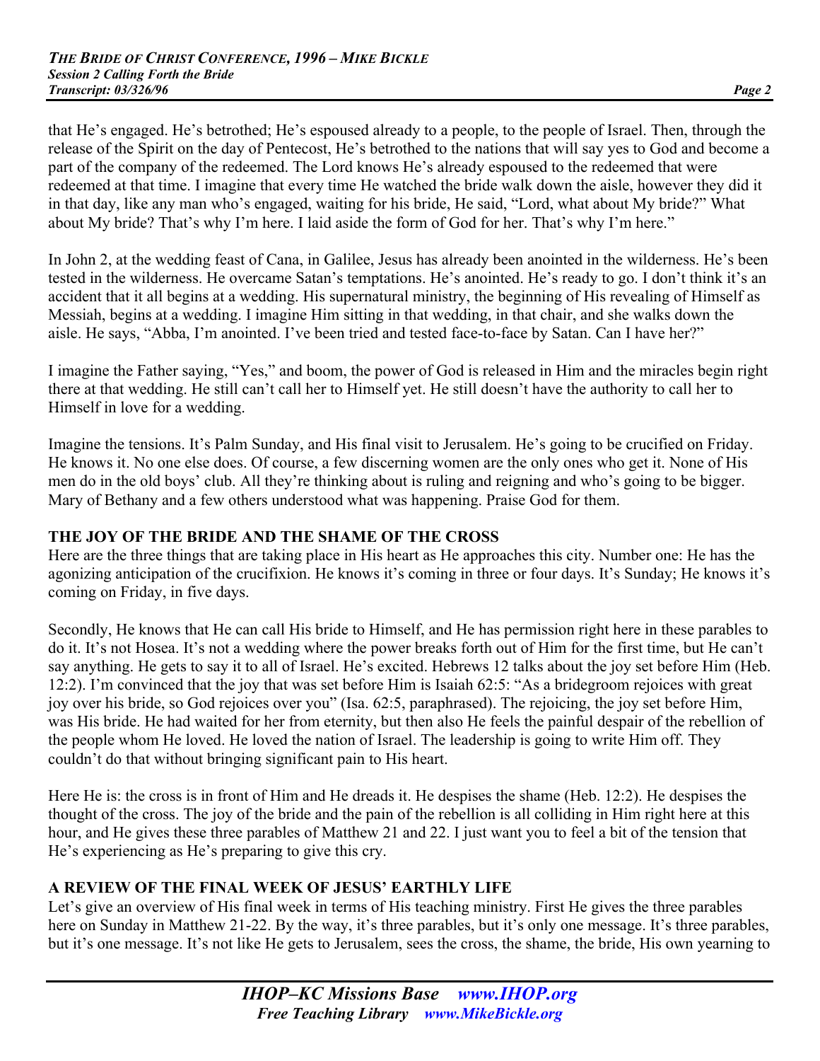that He's engaged. He's betrothed; He's espoused already to a people, to the people of Israel. Then, through the release of the Spirit on the day of Pentecost, He's betrothed to the nations that will say yes to God and become a part of the company of the redeemed. The Lord knows He's already espoused to the redeemed that were redeemed at that time. I imagine that every time He watched the bride walk down the aisle, however they did it in that day, like any man who's engaged, waiting for his bride, He said, "Lord, what about My bride?" What about My bride? That's why I'm here. I laid aside the form of God for her. That's why I'm here."

In John 2, at the wedding feast of Cana, in Galilee, Jesus has already been anointed in the wilderness. He's been tested in the wilderness. He overcame Satan's temptations. He's anointed. He's ready to go. I don't think it's an accident that it all begins at a wedding. His supernatural ministry, the beginning of His revealing of Himself as Messiah, begins at a wedding. I imagine Him sitting in that wedding, in that chair, and she walks down the aisle. He says, "Abba, I'm anointed. I've been tried and tested face-to-face by Satan. Can I have her?"

I imagine the Father saying, "Yes," and boom, the power of God is released in Him and the miracles begin right there at that wedding. He still can't call her to Himself yet. He still doesn't have the authority to call her to Himself in love for a wedding.

Imagine the tensions. It's Palm Sunday, and His final visit to Jerusalem. He's going to be crucified on Friday. He knows it. No one else does. Of course, a few discerning women are the only ones who get it. None of His men do in the old boys' club. All they're thinking about is ruling and reigning and who's going to be bigger. Mary of Bethany and a few others understood what was happening. Praise God for them.

## THE JOY OF THE BRIDE AND THE SHAME OF THE CROSS

Here are the three things that are taking place in His heart as He approaches this city. Number one: He has the agonizing anticipation of the crucifixion. He knows it's coming in three or four days. It's Sunday; He knows it's coming on Friday, in five days.

Secondly, He knows that He can call His bride to Himself, and He has permission right here in these parables to do it. It's not Hosea. It's not a wedding where the power breaks forth out of Him for the first time, but He can't say anything. He gets to say it to all of Israel. He's excited. Hebrews 12 talks about the joy set before Him (Heb. 12:2). I'm convinced that the joy that was set before Him is Isaiah 62:5: "As a bridegroom rejoices with great joy over his bride, so God rejoices over you" (Isa. 62:5, paraphrased). The rejoicing, the joy set before Him, was His bride. He had waited for her from eternity, but then also He feels the painful despair of the rebellion of the people whom He loved. He loved the nation of Israel. The leadership is going to write Him off. They couldn't do that without bringing significant pain to His heart.

Here He is: the cross is in front of Him and He dreads it. He despises the shame (Heb. 12:2). He despises the thought of the cross. The joy of the bride and the pain of the rebellion is all colliding in Him right here at this hour, and He gives these three parables of Matthew 21 and 22. I just want you to feel a bit of the tension that He's experiencing as He's preparing to give this cry.

## A REVIEW OF THE FINAL WEEK OF JESUS' EARTHLY LIFE

Let's give an overview of His final week in terms of His teaching ministry. First He gives the three parables here on Sunday in Matthew 21-22. By the way, it's three parables, but it's only one message. It's three parables, but it's one message. It's not like He gets to Jerusalem, sees the cross, the shame, the bride, His own yearning to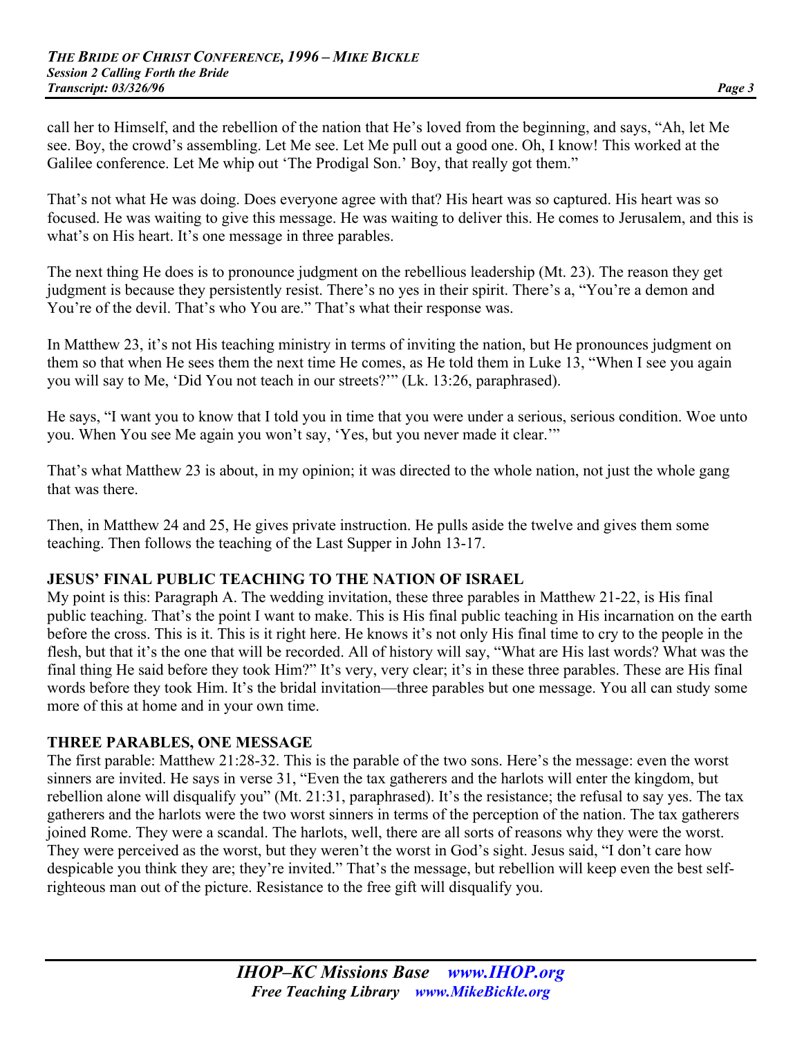call her to Himself, and the rebellion of the nation that He's loved from the beginning, and says, "Ah, let Me see. Boy, the crowd's assembling. Let Me see. Let Me pull out a good one. Oh, I know! This worked at the Galilee conference. Let Me whip out 'The Prodigal Son.' Boy, that really got them."

That's not what He was doing. Does everyone agree with that? His heart was so captured. His heart was so focused. He was waiting to give this message. He was waiting to deliver this. He comes to Jerusalem, and this is what's on His heart. It's one message in three parables.

The next thing He does is to pronounce judgment on the rebellious leadership (Mt. 23). The reason they get judgment is because they persistently resist. There's no yes in their spirit. There's a, "You're a demon and You're of the devil. That's who You are." That's what their response was.

In Matthew 23, it's not His teaching ministry in terms of inviting the nation, but He pronounces judgment on them so that when He sees them the next time He comes, as He told them in Luke 13, "When I see you again you will say to Me, 'Did You not teach in our streets?'" (Lk. 13:26, paraphrased).

He says, "I want you to know that I told you in time that you were under a serious, serious condition. Woe unto you. When You see Me again you won't say, 'Yes, but you never made it clear.'"

That's what Matthew 23 is about, in my opinion; it was directed to the whole nation, not just the whole gang that was there.

Then, in Matthew 24 and 25, He gives private instruction. He pulls aside the twelve and gives them some teaching. Then follows the teaching of the Last Supper in John 13-17.

**JESUS' FINAL PUBLIC TEACHING TO THE NATION OF ISRAEL**

My point is this: Paragraph A. The wedding invitation, these three parables in Matthew 21-22, is His final public teaching. That's the point I want to make. This is His final public teaching in His incarnation on the earth before the cross. This is it. This is it right here. He knows it's not only His final time to cry to the people in the flesh, but that it's the one that will be recorded. All of history will say, "What are His last words? What was the final thing He said before they took Him?" It's very, very clear; it's in these three parables. These are His final words before they took Him. It's the bridal invitation—three parables but one message. You all can study some more of this at home and in your own time.

**THREE PARABLES, ONE MESSAGE**

The first parable: Matthew 21:28-32. This is the parable of the two sons. Here's the message: even the worst sinners are invited. He says in verse 31, "Even the tax gatherers and the harlots will enter the kingdom, but rebellion alone will disqualify you" (Mt. 21:31, paraphrased). It's the resistance; the refusal to say yes. The tax gatherers and the harlots were the two worst sinners in terms of the perception of the nation. The tax gatherers joined Rome. They were a scandal. The harlots, well, there are all sorts of reasons why they were the worst. They were perceived as the worst, but they weren't the worst in God's sight. Jesus said, "I don't care how despicable you think they are; they're invited." That's the message, but rebellion will keep even the best self-righteous man out of the picture. Resistance to the free gift will disqualify you.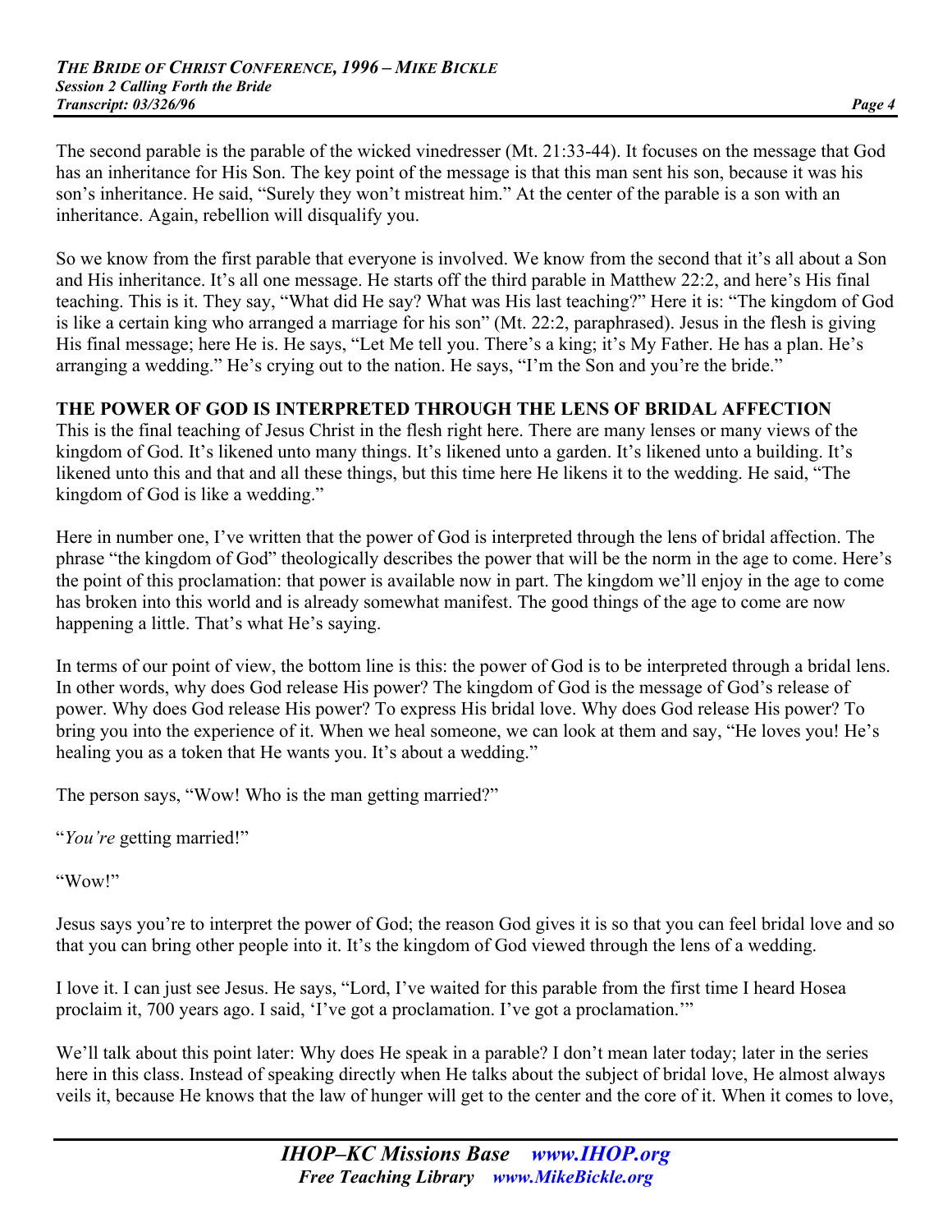The second parable is the parable of the wicked vinedresser (Mt. 21:33-44). It focuses on the message that God has an inheritance for His Son. The key point of the message is that this man sent his son, because it was his son's inheritance. He said, "Surely they won't mistreat him." At the center of the parable is a son with an inheritance. Again, rebellion will disqualify you.

So we know from the first parable that everyone is involved. We know from the second that it's all about a Son and His inheritance. It's all one message. He starts off the third parable in Matthew 22:2, and here's His final teaching. This is it. They say, "What did He say? What was His last teaching?" Here it is: "The kingdom of God is like a certain king who arranged a marriage for his son" (Mt. 22:2, paraphrased). Jesus in the flesh is giving His final message; here He is. He says, "Let Me tell you. There's a king; it's My Father. He has a plan. He's arranging a wedding." He's crying out to the nation. He says, "I'm the Son and you're the bride."

**THE POWER OF GOD IS INTERPRETED THROUGH THE LENS OF BRIDAL AFFECTION**

This is the final teaching of Jesus Christ in the flesh right here. There are many lenses or many views of the kingdom of God. It's likened unto many things. It's likened unto a garden. It's likened unto a building. It's likened unto this and that and all these things, but this time here He likens it to the wedding. He said, "The kingdom of God is like a wedding."

Here in number one, I've written that the power of God is interpreted through the lens of bridal affection. The phrase "the kingdom of God" theologically describes the power that will be the norm in the age to come. Here's the point of this proclamation: that power is available now in part. The kingdom we'll enjoy in the age to come has broken into this world and is already somewhat manifest. The good things of the age to come are now happening a little. That's what He's saying.

In terms of our point of view, the bottom line is this: the power of God is to be interpreted through a bridal lens. In other words, why does God release His power? The kingdom of God is the message of God's release of power. Why does God release His power? To express His bridal love. Why does God release His power? To bring you into the experience of it. When we heal someone, we can look at them and say, "He loves you! He's healing you as a token that He wants you. It's about a wedding."

The person says, "Wow! Who is the man getting married?"

"*You're* getting married!"

"Wow!"

Jesus says you're to interpret the power of God; the reason God gives it is so that you can feel bridal love and so that you can bring other people into it. It's the kingdom of God viewed through the lens of a wedding.

I love it. I can just see Jesus. He says, "Lord, I've waited for this parable from the first time I heard Hosea proclaim it, 700 years ago. I said, 'I've got a proclamation. I've got a proclamation.'"

We'll talk about this point later: Why does He speak in a parable? I don't mean later today; later in the series here in this class. Instead of speaking directly when He talks about the subject of bridal love, He almost always veils it, because He knows that the law of hunger will get to the center and the core of it. When it comes to love,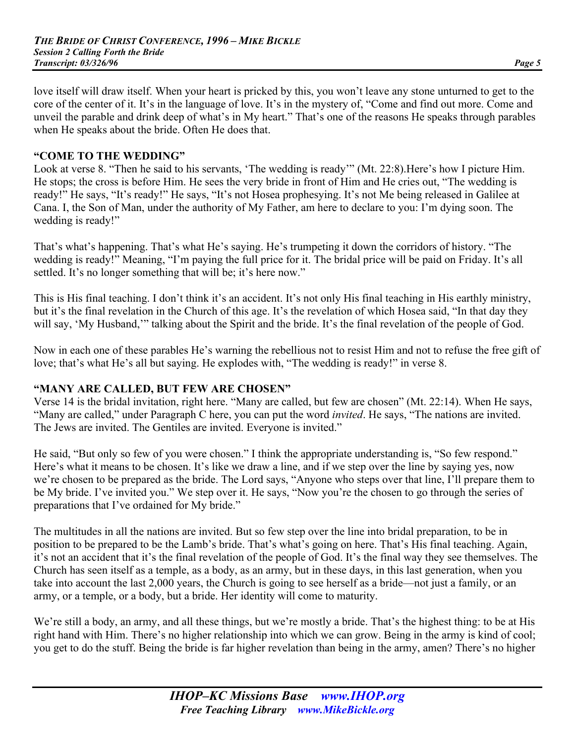love itself will draw itself. When your heart is pricked by this, you won't leave any stone unturned to get to the core of the center of it. It's in the language of love. It's in the mystery of, "Come and find out more. Come and unveil the parable and drink deep of what's in My heart." That's one of the reasons He speaks through parables when He speaks about the bride. Often He does that.

### "COME TO THE WEDDING"

Look at verse 8. "Then he said to his servants, 'The wedding is ready'" (Mt. 22:8).Here's how I picture Him. He stops; the cross is before Him. He sees the very bride in front of Him and He cries out, "The wedding is ready!" He says, "It's ready!" He says, "It's not Hosea prophesying. It's not Me being released in Galilee at Cana. I, the Son of Man, under the authority of My Father, am here to declare to you: I'm dying soon. The wedding is ready!"

That's what's happening. That's what He's saying. He's trumpeting it down the corridors of history. "The wedding is ready!" Meaning, "I'm paying the full price for it. The bridal price will be paid on Friday. It's all settled. It's no longer something that will be; it's here now."

This is His final teaching. I don't think it's an accident. It's not only His final teaching in His earthly ministry, but it's the final revelation in the Church of this age. It's the revelation of which Hosea said, "In that day they will say, 'My Husband,'" talking about the Spirit and the bride. It's the final revelation of the people of God.

Now in each one of these parables He's warning the rebellious not to resist Him and not to refuse the free gift of love; that's what He's all but saying. He explodes with, "The wedding is ready!" in verse 8.

### "MANY ARE CALLED, BUT FEW ARE CHOSEN"

Verse 14 is the bridal invitation, right here. "Many are called, but few are chosen" (Mt. 22:14). When He says, "Many are called," under Paragraph C here, you can put the word *invited*. He says, "The nations are invited. The Jews are invited. The Gentiles are invited. Everyone is invited."

He said, "But only so few of you were chosen." I think the appropriate understanding is, "So few respond." Here's what it means to be chosen. It's like we draw a line, and if we step over the line by saying yes, now we're chosen to be prepared as the bride. The Lord says, "Anyone who steps over that line, I'll prepare them to be My bride. I've invited you." We step over it. He says, "Now you're the chosen to go through the series of preparations that I've ordained for My bride."

The multitudes in all the nations are invited. But so few step over the line into bridal preparation, to be in position to be prepared to be the Lamb's bride. That's what's going on here. That's His final teaching. Again, it's not an accident that it's the final revelation of the people of God. It's the final way they see themselves. The Church has seen itself as a temple, as a body, as an army, but in these days, in this last generation, when you take into account the last 2,000 years, the Church is going to see herself as a bride—not just a family, or an army, or a temple, or a body, but a bride. Her identity will come to maturity.

We're still a body, an army, and all these things, but we're mostly a bride. That's the highest thing: to be at His right hand with Him. There's no higher relationship into which we can grow. Being in the army is kind of cool; you get to do the stuff. Being the bride is far higher revelation than being in the army, amen? There's no higher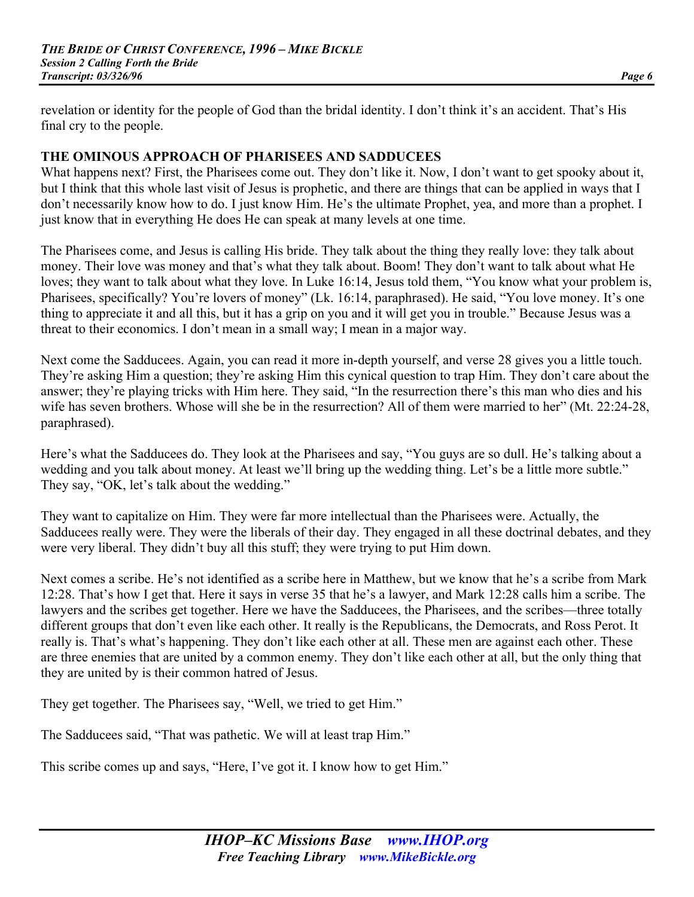revelation or identity for the people of God than the bridal identity. I don't think it's an accident. That's His final cry to the people.

## THE OMINOUS APPROACH OF PHARISEES AND SADDUCEES

What happens next? First, the Pharisees come out. They don't like it. Now, I don't want to get spooky about it, but I think that this whole last visit of Jesus is prophetic, and there are things that can be applied in ways that I don't necessarily know how to do. I just know Him. He's the ultimate Prophet, yea, and more than a prophet. I just know that in everything He does He can speak at many levels at one time.

The Pharisees come, and Jesus is calling His bride. They talk about the thing they really love: they talk about money. Their love was money and that's what they talk about. Boom! They don't want to talk about what He loves; they want to talk about what they love. In Luke 16:14, Jesus told them, "You know what your problem is, Pharisees, specifically? You're lovers of money" (Lk. 16:14, paraphrased). He said, "You love money. It's one thing to appreciate it and all this, but it has a grip on you and it will get you in trouble." Because Jesus was a threat to their economics. I don't mean in a small way; I mean in a major way.

Next come the Sadducees. Again, you can read it more in-depth yourself, and verse 28 gives you a little touch. They're asking Him a question; they're asking Him this cynical question to trap Him. They don't care about the answer; they're playing tricks with Him here. They said, "In the resurrection there's this man who dies and his wife has seven brothers. Whose will she be in the resurrection? All of them were married to her" (Mt. 22:24-28, paraphrased).

Here's what the Sadducees do. They look at the Pharisees and say, "You guys are so dull. He's talking about a wedding and you talk about money. At least we'll bring up the wedding thing. Let's be a little more subtle." They say, "OK, let's talk about the wedding."

They want to capitalize on Him. They were far more intellectual than the Pharisees were. Actually, the Sadducees really were. They were the liberals of their day. They engaged in all these doctrinal debates, and they were very liberal. They didn't buy all this stuff; they were trying to put Him down.

Next comes a scribe. He's not identified as a scribe here in Matthew, but we know that he's a scribe from Mark 12:28. That's how I get that. Here it says in verse 35 that he's a lawyer, and Mark 12:28 calls him a scribe. The lawyers and the scribes get together. Here we have the Sadducees, the Pharisees, and the scribes—three totally different groups that don't even like each other. It really is the Republicans, the Democrats, and Ross Perot. It really is. That's what's happening. They don't like each other at all. These men are against each other. These are three enemies that are united by a common enemy. They don't like each other at all, but the only thing that they are united by is their common hatred of Jesus.

They get together. The Pharisees say, "Well, we tried to get Him."

The Sadducees said, "That was pathetic. We will at least trap Him."

This scribe comes up and says, "Here, I've got it. I know how to get Him."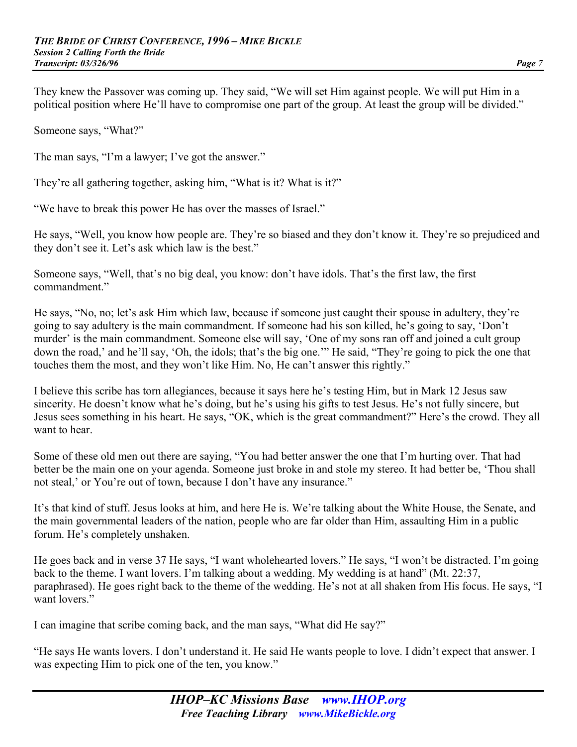They knew the Passover was coming up. They said, "We will set Him against people. We will put Him in a political position where He'll have to compromise one part of the group. At least the group will be divided."

Someone says, "What?"

The man says, "I'm a lawyer; I've got the answer."

They're all gathering together, asking him, "What is it? What is it?"

"We have to break this power He has over the masses of Israel."

He says, "Well, you know how people are. They're so biased and they don't know it. They're so prejudiced and they don't see it. Let's ask which law is the best."

Someone says, "Well, that's no big deal, you know: don't have idols. That's the first law, the first commandment."

He says, "No, no; let's ask Him which law, because if someone just caught their spouse in adultery, they're going to say adultery is the main commandment. If someone had his son killed, he's going to say, 'Don't murder' is the main commandment. Someone else will say, 'One of my sons ran off and joined a cult group down the road,' and he'll say, 'Oh, the idols; that's the big one.'" He said, "They're going to pick the one that touches them the most, and they won't like Him. No, He can't answer this rightly."

I believe this scribe has torn allegiances, because it says here he's testing Him, but in Mark 12 Jesus saw sincerity. He doesn't know what he's doing, but he's using his gifts to test Jesus. He's not fully sincere, but Jesus sees something in his heart. He says, "OK, which is the great commandment?" Here's the crowd. They all want to hear.

Some of these old men out there are saying, "You had better answer the one that I'm hurting over. That had better be the main one on your agenda. Someone just broke in and stole my stereo. It had better be, 'Thou shall not steal,' or You're out of town, because I don't have any insurance."

It's that kind of stuff. Jesus looks at him, and here He is. We're talking about the White House, the Senate, and the main governmental leaders of the nation, people who are far older than Him, assaulting Him in a public forum. He's completely unshaken.

He goes back and in verse 37 He says, "I want wholehearted lovers." He says, "I won't be distracted. I'm going back to the theme. I want lovers. I'm talking about a wedding. My wedding is at hand" (Mt. 22:37, paraphrased). He goes right back to the theme of the wedding. He's not at all shaken from His focus. He says, "I want lovers."

I can imagine that scribe coming back, and the man says, "What did He say?"

"He says He wants lovers. I don't understand it. He said He wants people to love. I didn't expect that answer. I was expecting Him to pick one of the ten, you know."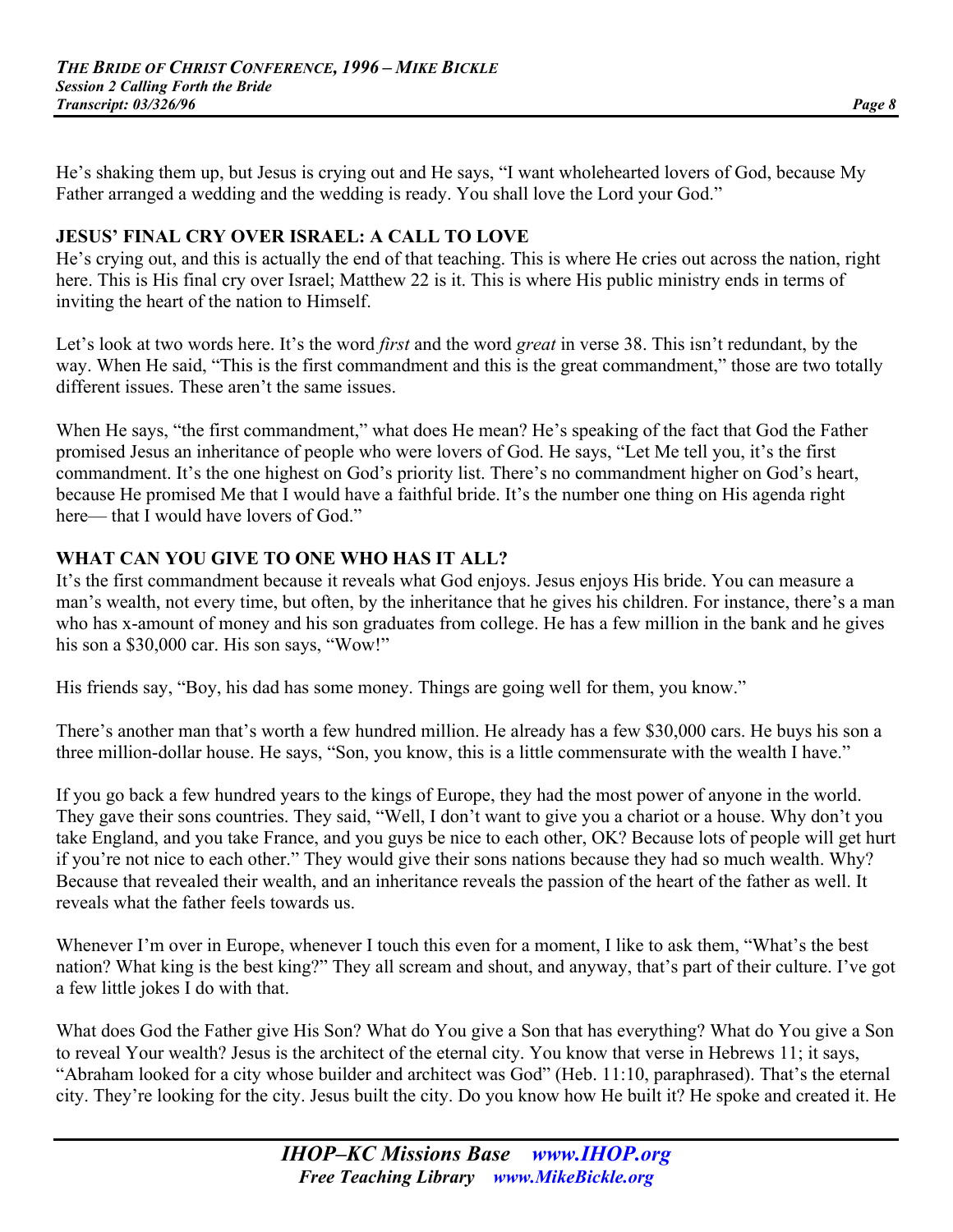He's shaking them up, but Jesus is crying out and He says, "I want wholehearted lovers of God, because My Father arranged a wedding and the wedding is ready. You shall love the Lord your God."

**JESUS' FINAL CRY OVER ISRAEL: A CALL TO LOVE**

He's crying out, and this is actually the end of that teaching. This is where He cries out across the nation, right here. This is His final cry over Israel; Matthew 22 is it. This is where His public ministry ends in terms of inviting the heart of the nation to Himself.

Let's look at two words here. It's the word *first* and the word *great* in verse 38. This isn't redundant, by the way. When He said, "This is the first commandment and this is the great commandment," those are two totally different issues. These aren't the same issues.

When He says, "the first commandment," what does He mean? He's speaking of the fact that God the Father promised Jesus an inheritance of people who were lovers of God. He says, "Let Me tell you, it's the first commandment. It's the one highest on God's priority list. There's no commandment higher on God's heart, because He promised Me that I would have a faithful bride. It's the number one thing on His agenda right here— that I would have lovers of God."

**WHAT CAN YOU GIVE TO ONE WHO HAS IT ALL?**

It's the first commandment because it reveals what God enjoys. Jesus enjoys His bride. You can measure a man's wealth, not every time, but often, by the inheritance that he gives his children. For instance, there's a man who has x-amount of money and his son graduates from college. He has a few million in the bank and he gives his son a $30,000 car. His son says, "Wow!"

His friends say, "Boy, his dad has some money. Things are going well for them, you know."

There's another man that's worth a few hundred million. He already has a few $30,000 cars. He buys his son a three million-dollar house. He says, "Son, you know, this is a little commensurate with the wealth I have."

If you go back a few hundred years to the kings of Europe, they had the most power of anyone in the world. They gave their sons countries. They said, "Well, I don't want to give you a chariot or a house. Why don't you take England, and you take France, and you guys be nice to each other, OK? Because lots of people will get hurt if you're not nice to each other." They would give their sons nations because they had so much wealth. Why? Because that revealed their wealth, and an inheritance reveals the passion of the heart of the father as well. It reveals what the father feels towards us.

Whenever I'm over in Europe, whenever I touch this even for a moment, I like to ask them, "What's the best nation? What king is the best king?" They all scream and shout, and anyway, that's part of their culture. I've got a few little jokes I do with that.

What does God the Father give His Son? What do You give a Son that has everything? What do You give a Son to reveal Your wealth? Jesus is the architect of the eternal city. You know that verse in Hebrews 11; it says, "Abraham looked for a city whose builder and architect was God" (Heb. 11:10, paraphrased). That's the eternal city. They're looking for the city. Jesus built the city. Do you know how He built it? He spoke and created it. He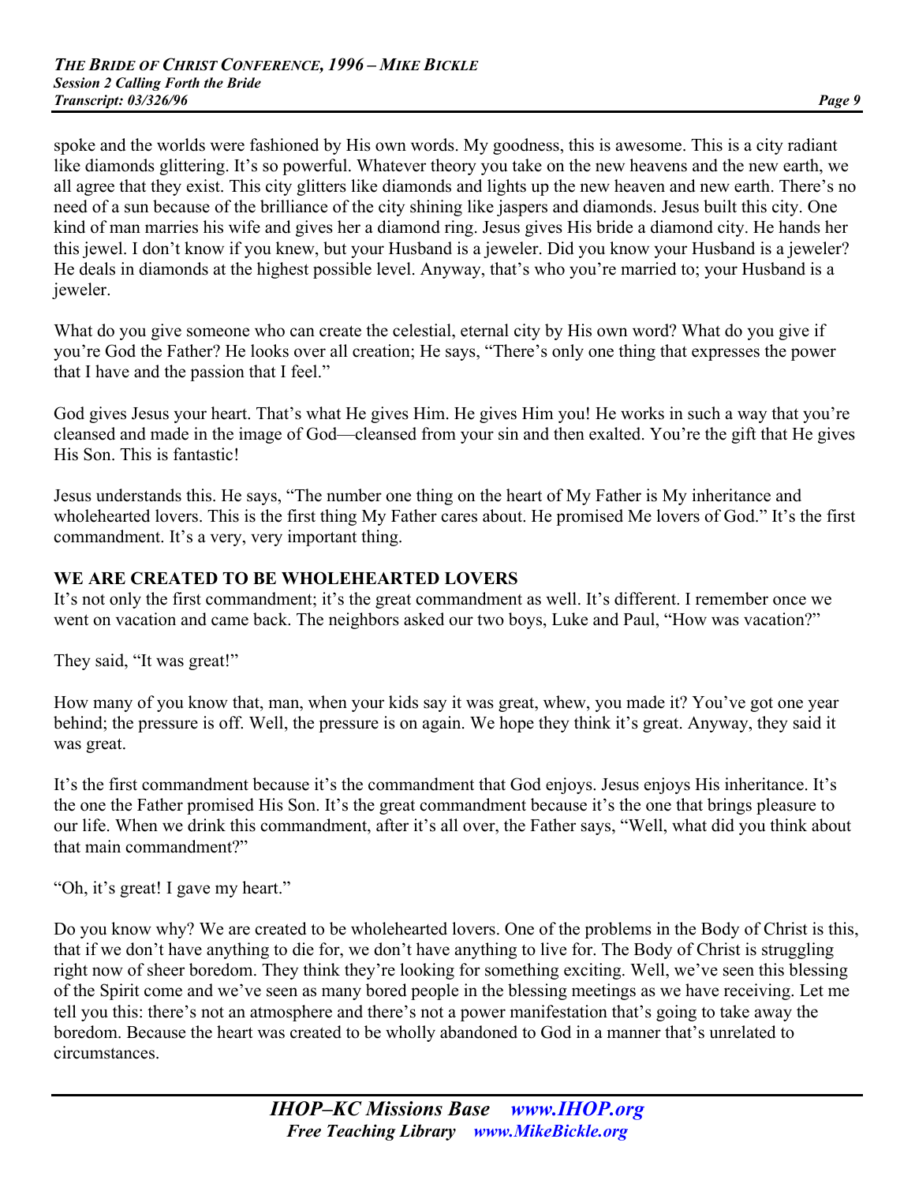spoke and the worlds were fashioned by His own words. My goodness, this is awesome. This is a city radiant like diamonds glittering. It's so powerful. Whatever theory you take on the new heavens and the new earth, we all agree that they exist. This city glitters like diamonds and lights up the new heaven and new earth. There's no need of a sun because of the brilliance of the city shining like jaspers and diamonds. Jesus built this city. One kind of man marries his wife and gives her a diamond ring. Jesus gives His bride a diamond city. He hands her this jewel. I don't know if you knew, but your Husband is a jeweler. Did you know your Husband is a jeweler? He deals in diamonds at the highest possible level. Anyway, that's who you're married to; your Husband is a jeweler.

What do you give someone who can create the celestial, eternal city by His own word? What do you give if you're God the Father? He looks over all creation; He says, "There's only one thing that expresses the power that I have and the passion that I feel."

God gives Jesus your heart. That's what He gives Him. He gives Him you! He works in such a way that you're cleansed and made in the image of God—cleansed from your sin and then exalted. You're the gift that He gives His Son. This is fantastic!

Jesus understands this. He says, "The number one thing on the heart of My Father is My inheritance and wholehearted lovers. This is the first thing My Father cares about. He promised Me lovers of God." It's the first commandment. It's a very, very important thing.

**WE ARE CREATED TO BE WHOLEHEARTED LOVERS**

It's not only the first commandment; it's the great commandment as well. It's different. I remember once we went on vacation and came back. The neighbors asked our two boys, Luke and Paul, "How was vacation?"

They said, "It was great!"

How many of you know that, man, when your kids say it was great, whew, you made it? You've got one year behind; the pressure is off. Well, the pressure is on again. We hope they think it's great. Anyway, they said it was great.

It's the first commandment because it's the commandment that God enjoys. Jesus enjoys His inheritance. It's the one the Father promised His Son. It's the great commandment because it's the one that brings pleasure to our life. When we drink this commandment, after it's all over, the Father says, "Well, what did you think about that main commandment?"

"Oh, it's great! I gave my heart."

Do you know why? We are created to be wholehearted lovers. One of the problems in the Body of Christ is this, that if we don't have anything to die for, we don't have anything to live for. The Body of Christ is struggling right now of sheer boredom. They think they're looking for something exciting. Well, we've seen this blessing of the Spirit come and we've seen as many bored people in the blessing meetings as we have receiving. Let me tell you this: there's not an atmosphere and there's not a power manifestation that's going to take away the boredom. Because the heart was created to be wholly abandoned to God in a manner that's unrelated to circumstances.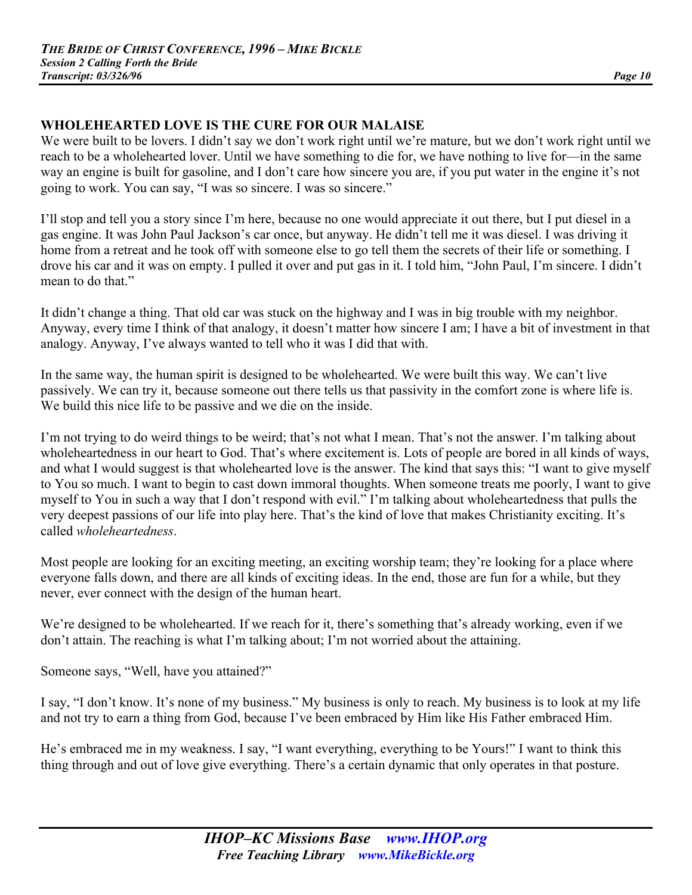## WHOLEHEARTED LOVE IS THE CURE FOR OUR MALAISE

We were built to be lovers. I didn't say we don't work right until we're mature, but we don't work right until we reach to be a wholehearted lover. Until we have something to die for, we have nothing to live for—in the same way an engine is built for gasoline, and I don't care how sincere you are, if you put water in the engine it's not going to work. You can say, "I was so sincere. I was so sincere."

I'll stop and tell you a story since I'm here, because no one would appreciate it out there, but I put diesel in a gas engine. It was John Paul Jackson's car once, but anyway. He didn't tell me it was diesel. I was driving it home from a retreat and he took off with someone else to go tell them the secrets of their life or something. I drove his car and it was on empty. I pulled it over and put gas in it. I told him, "John Paul, I'm sincere. I didn't mean to do that."

It didn't change a thing. That old car was stuck on the highway and I was in big trouble with my neighbor. Anyway, every time I think of that analogy, it doesn't matter how sincere I am; I have a bit of investment in that analogy. Anyway, I've always wanted to tell who it was I did that with.

In the same way, the human spirit is designed to be wholehearted. We were built this way. We can't live passively. We can try it, because someone out there tells us that passivity in the comfort zone is where life is. We build this nice life to be passive and we die on the inside.

I'm not trying to do weird things to be weird; that's not what I mean. That's not the answer. I'm talking about wholeheartedness in our heart to God. That's where excitement is. Lots of people are bored in all kinds of ways, and what I would suggest is that wholehearted love is the answer. The kind that says this: "I want to give myself to You so much. I want to begin to cast down immoral thoughts. When someone treats me poorly, I want to give myself to You in such a way that I don't respond with evil." I'm talking about wholeheartedness that pulls the very deepest passions of our life into play here. That's the kind of love that makes Christianity exciting. It's called *wholeheartedness*.

Most people are looking for an exciting meeting, an exciting worship team; they're looking for a place where everyone falls down, and there are all kinds of exciting ideas. In the end, those are fun for a while, but they never, ever connect with the design of the human heart.

We're designed to be wholehearted. If we reach for it, there's something that's already working, even if we don't attain. The reaching is what I'm talking about; I'm not worried about the attaining.

Someone says, "Well, have you attained?"

I say, "I don't know. It's none of my business." My business is only to reach. My business is to look at my life and not try to earn a thing from God, because I've been embraced by Him like His Father embraced Him.

He's embraced me in my weakness. I say, "I want everything, everything to be Yours!" I want to think this thing through and out of love give everything. There's a certain dynamic that only operates in that posture.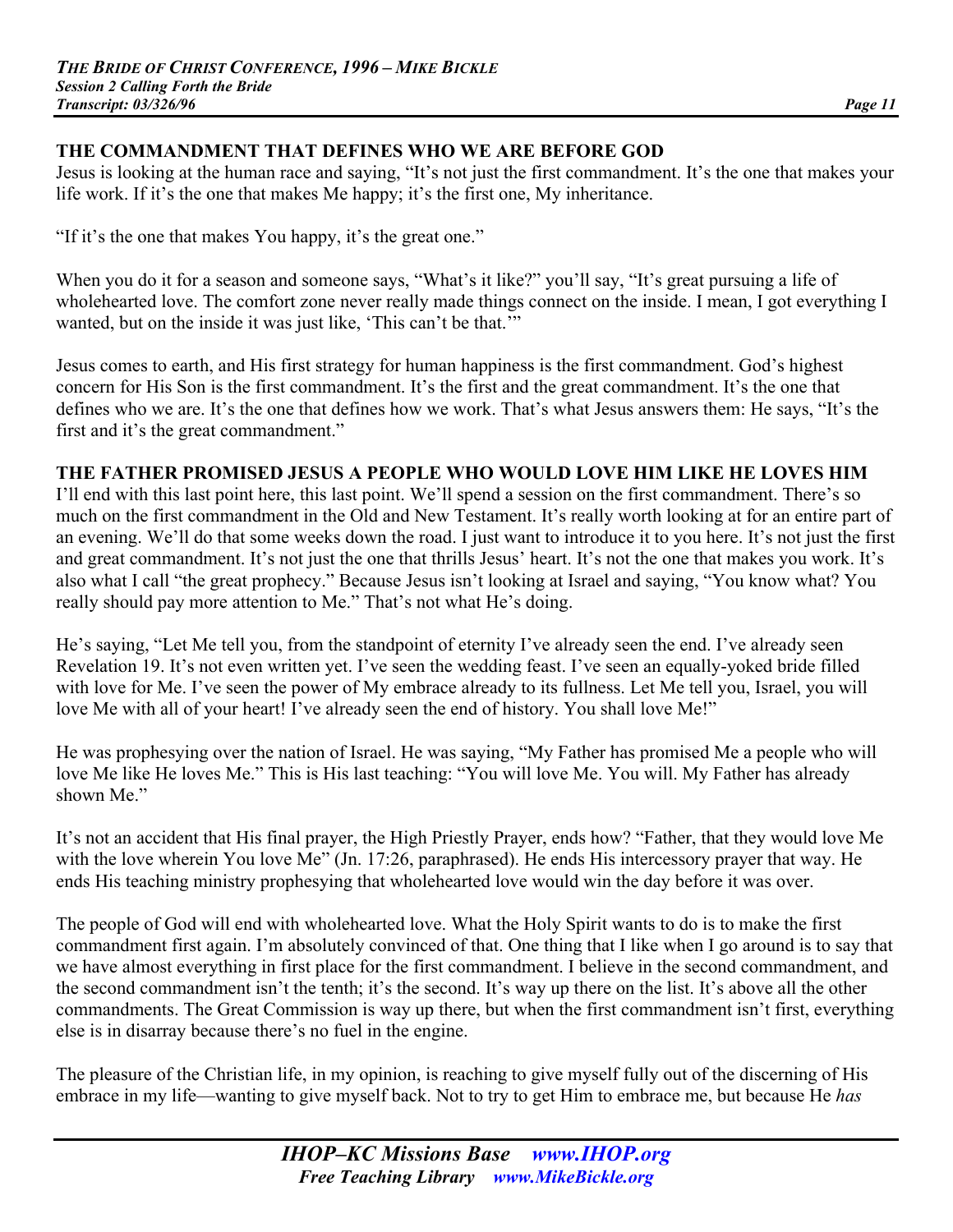## THE COMMANDMENT THAT DEFINES WHO WE ARE BEFORE GOD

Jesus is looking at the human race and saying, "It's not just the first commandment. It's the one that makes your life work. If it's the one that makes Me happy; it's the first one, My inheritance.

"If it's the one that makes You happy, it's the great one."

When you do it for a season and someone says, "What's it like?" you'll say, "It's great pursuing a life of wholehearted love. The comfort zone never really made things connect on the inside. I mean, I got everything I wanted, but on the inside it was just like, 'This can't be that.'"

Jesus comes to earth, and His first strategy for human happiness is the first commandment. God's highest concern for His Son is the first commandment. It's the first and the great commandment. It's the one that defines who we are. It's the one that defines how we work. That's what Jesus answers them: He says, "It's the first and it's the great commandment."

## THE FATHER PROMISED JESUS A PEOPLE WHO WOULD LOVE HIM LIKE HE LOVES HIM

I'll end with this last point here, this last point. We'll spend a session on the first commandment. There's so much on the first commandment in the Old and New Testament. It's really worth looking at for an entire part of an evening. We'll do that some weeks down the road. I just want to introduce it to you here. It's not just the first and great commandment. It's not just the one that thrills Jesus' heart. It's not the one that makes you work. It's also what I call "the great prophecy." Because Jesus isn't looking at Israel and saying, "You know what? You really should pay more attention to Me." That's not what He's doing.

He's saying, "Let Me tell you, from the standpoint of eternity I've already seen the end. I've already seen Revelation 19. It's not even written yet. I've seen the wedding feast. I've seen an equally-yoked bride filled with love for Me. I've seen the power of My embrace already to its fullness. Let Me tell you, Israel, you will love Me with all of your heart! I've already seen the end of history. You shall love Me!"

He was prophesying over the nation of Israel. He was saying, "My Father has promised Me a people who will love Me like He loves Me." This is His last teaching: "You will love Me. You will. My Father has already shown Me."

It's not an accident that His final prayer, the High Priestly Prayer, ends how? "Father, that they would love Me with the love wherein You love Me" (Jn. 17:26, paraphrased). He ends His intercessory prayer that way. He ends His teaching ministry prophesying that wholehearted love would win the day before it was over.

The people of God will end with wholehearted love. What the Holy Spirit wants to do is to make the first commandment first again. I'm absolutely convinced of that. One thing that I like when I go around is to say that we have almost everything in first place for the first commandment. I believe in the second commandment, and the second commandment isn't the tenth; it's the second. It's way up there on the list. It's above all the other commandments. The Great Commission is way up there, but when the first commandment isn't first, everything else is in disarray because there's no fuel in the engine.

The pleasure of the Christian life, in my opinion, is reaching to give myself fully out of the discerning of His embrace in my life—wanting to give myself back. Not to try to get Him to embrace me, but because He *has*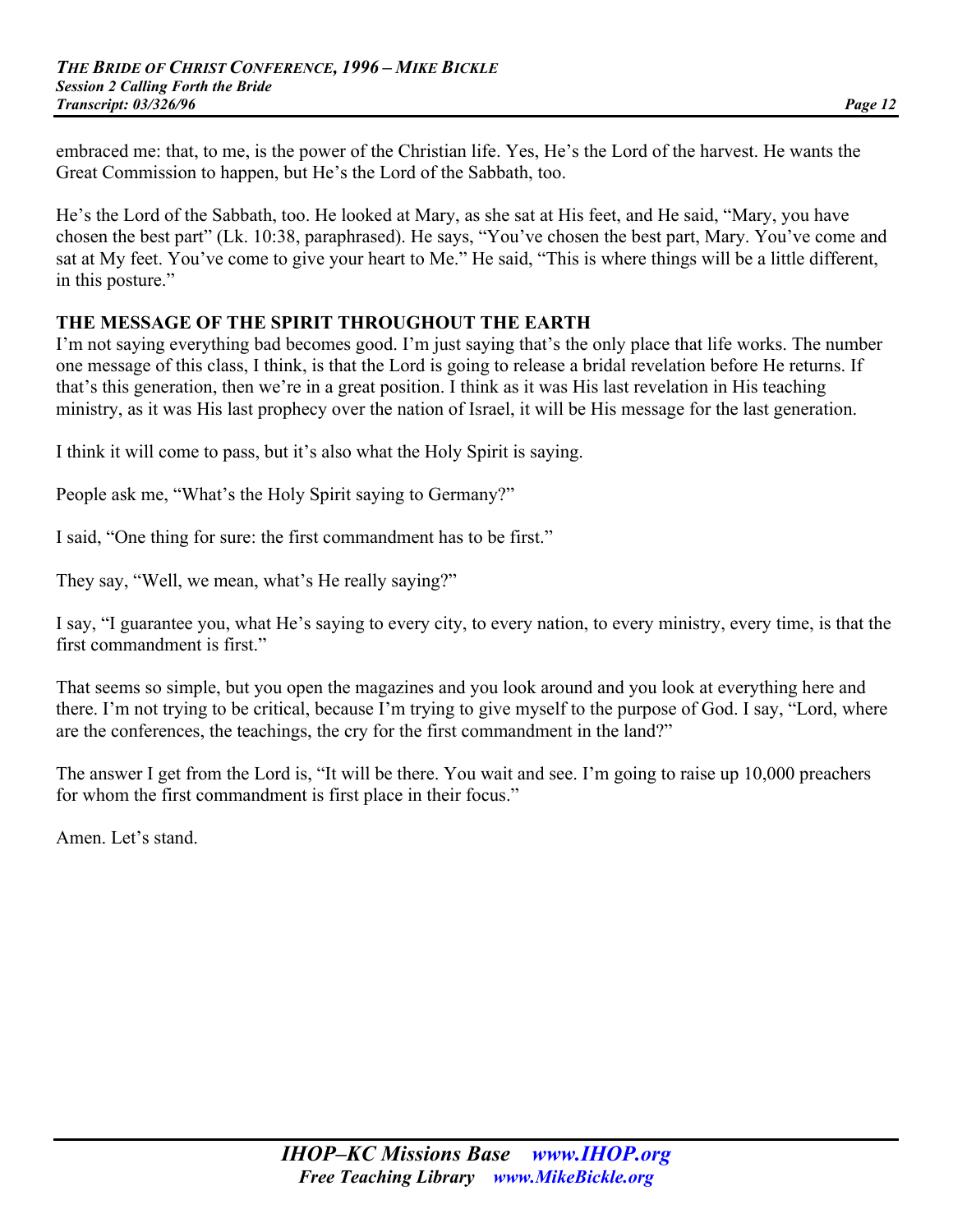embraced me: that, to me, is the power of the Christian life. Yes, He's the Lord of the harvest. He wants the Great Commission to happen, but He's the Lord of the Sabbath, too.

He's the Lord of the Sabbath, too. He looked at Mary, as she sat at His feet, and He said, "Mary, you have chosen the best part" (Lk. 10:38, paraphrased). He says, "You've chosen the best part, Mary. You've come and sat at My feet. You've come to give your heart to Me." He said, "This is where things will be a little different, in this posture."

## THE MESSAGE OF THE SPIRIT THROUGHOUT THE EARTH

I'm not saying everything bad becomes good. I'm just saying that's the only place that life works. The number one message of this class, I think, is that the Lord is going to release a bridal revelation before He returns. If that's this generation, then we're in a great position. I think as it was His last revelation in His teaching ministry, as it was His last prophecy over the nation of Israel, it will be His message for the last generation.

I think it will come to pass, but it's also what the Holy Spirit is saying.

People ask me, "What's the Holy Spirit saying to Germany?"

I said, "One thing for sure: the first commandment has to be first."

They say, "Well, we mean, what's He really saying?"

I say, "I guarantee you, what He's saying to every city, to every nation, to every ministry, every time, is that the first commandment is first."

That seems so simple, but you open the magazines and you look around and you look at everything here and there. I'm not trying to be critical, because I'm trying to give myself to the purpose of God. I say, "Lord, where are the conferences, the teachings, the cry for the first commandment in the land?"

The answer I get from the Lord is, "It will be there. You wait and see. I'm going to raise up 10,000 preachers for whom the first commandment is first place in their focus."

Amen. Let's stand.